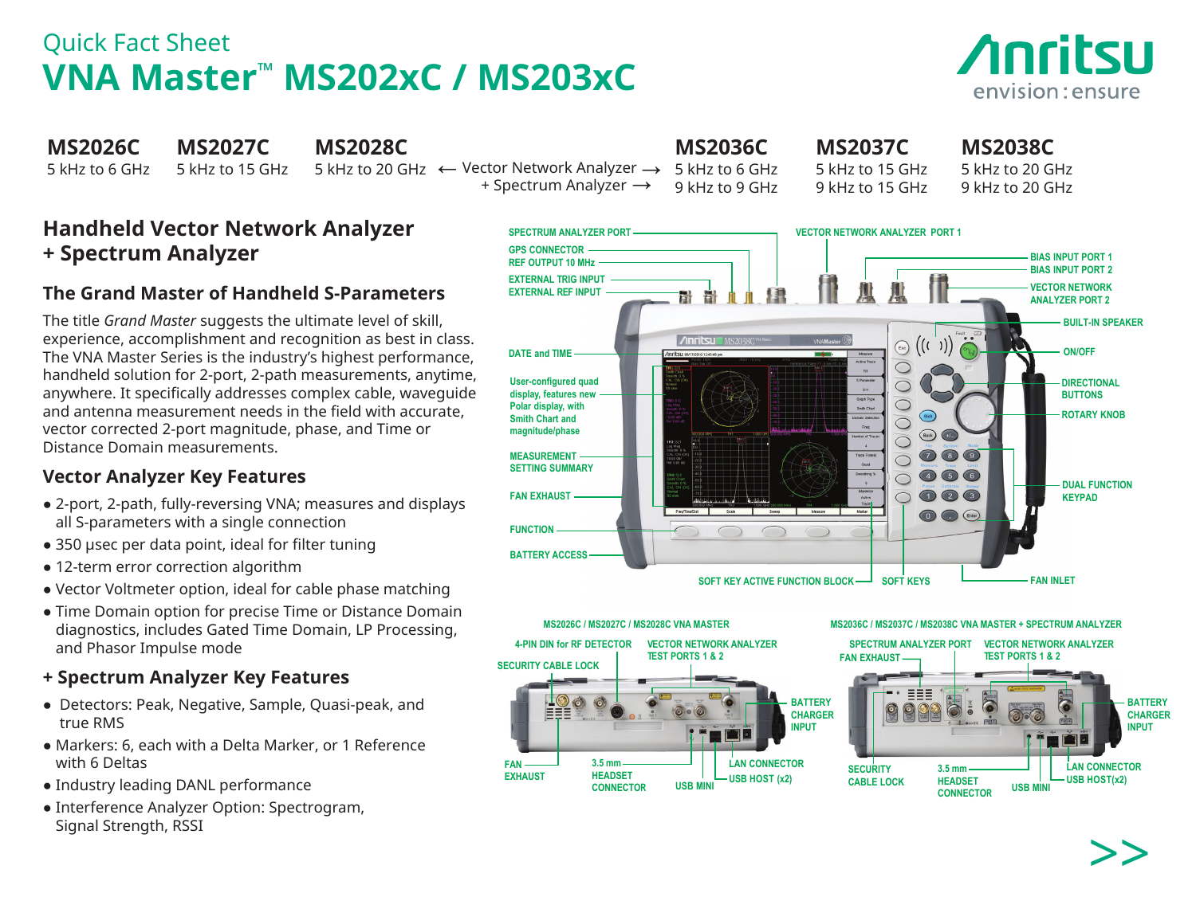Quick Fact Sheet

# VNA Master™ MS202xC / MS203xC

| MS2026C | MS2027C | MS2028C | | MS2036C | MS2037C | MS2038C |
|---|---|---|---|---|---|---|
| 5 kHz to 6 GHz | 5 kHz to 15 GHz | 5 kHz to 20 GHz | ← Vector Network Analyzer → | 5 kHz to 6 GHz | 5 kHz to 15 GHz | 5 kHz to 20 GHz |
| | | | + Spectrum Analyzer → | 9 kHz to 9 GHz | 9 kHz to 15 GHz | 9 kHz to 20 GHz |

## Handheld Vector Network Analyzer + Spectrum Analyzer

### The Grand Master of Handheld S-Parameters

The title *Grand Master* suggests the ultimate level of skill, experience, accomplishment and recognition as best in class. The VNA Master Series is the industry's highest performance, handheld solution for 2-port, 2-path measurements, anytime, anywhere. It specifically addresses complex cable, waveguide and antenna measurement needs in the field with accurate, vector corrected 2-port magnitude, phase, and Time or Distance Domain measurements.

### Vector Analyzer Key Features

- 2-port, 2-path, fully-reversing VNA; measures and displays all S-parameters with a single connection
- 350 µsec per data point, ideal for filter tuning
- 12-term error correction algorithm
- Vector Voltmeter option, ideal for cable phase matching
- Time Domain option for precise Time or Distance Domain diagnostics, includes Gated Time Domain, LP Processing, and Phasor Impulse mode

### + Spectrum Analyzer Key Features

- Detectors: Peak, Negative, Sample, Quasi-peak, and true RMS
- Markers: 6, each with a Delta Marker, or 1 Reference with 6 Deltas
- Industry leading DANL performance
- Interference Analyzer Option: Spectrogram, Signal Strength, RSSI

SPECTRUM ANALYZER PORT, VECTOR NETWORK ANALYZER PORT 1, GPS CONNECTOR, REF OUTPUT 10 MHz, EXTERNAL TRIG INPUT, EXTERNAL REF INPUT, BIAS INPUT PORT 1, BIAS INPUT PORT 2, VECTOR NETWORK ANALYZER PORT 2, BUILT-IN SPEAKER, DATE and TIME, ON/OFF, User-configured quad display, features new Polar display, with Smith Chart and magnitude/phase, DIRECTIONAL BUTTONS, ROTARY KNOB, MEASUREMENT SETTING SUMMARY, FAN EXHAUST, DUAL FUNCTION KEYPAD, FUNCTION, BATTERY ACCESS, SOFT KEY ACTIVE FUNCTION BLOCK, SOFT KEYS, FAN INLET

MS2026C / MS2027C / MS2028C VNA MASTER

4-PIN DIN for RF DETECTOR, VECTOR NETWORK ANALYZER TEST PORTS 1 & 2, SECURITY CABLE LOCK, BATTERY CHARGER INPUT, FAN EXHAUST, 3.5 mm HEADSET CONNECTOR, USB MINI, LAN CONNECTOR, USB HOST (x2)

MS2036C / MS2037C / MS2038C VNA MASTER + SPECTRUM ANALYZER

SPECTRUM ANALYZER PORT, VECTOR NETWORK ANALYZER TEST PORTS 1 & 2, FAN EXHAUST, BATTERY CHARGER INPUT, SECURITY CABLE LOCK, 3.5 mm HEADSET CONNECTOR, USB MINI, LAN CONNECTOR, USB HOST(x2)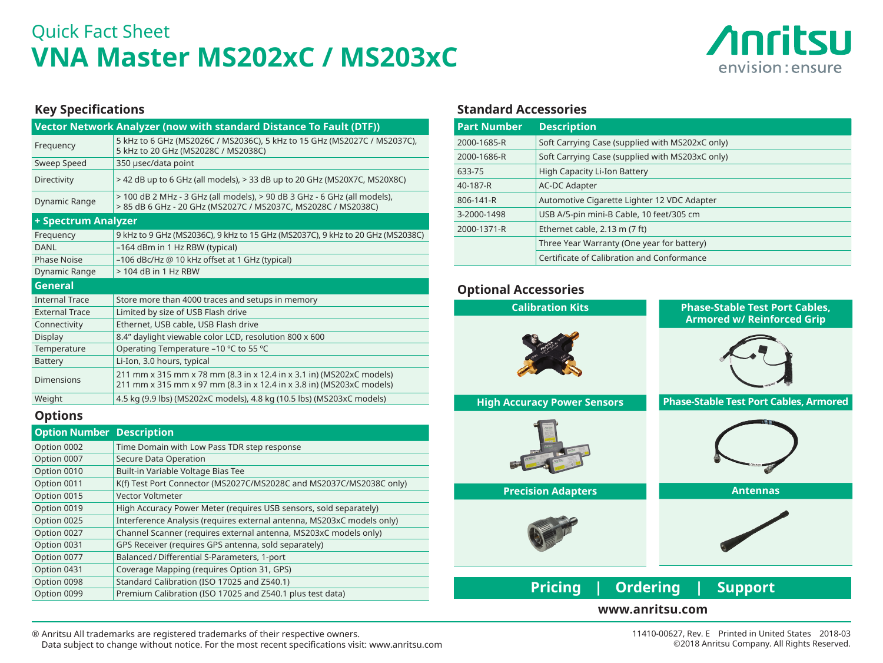Quick Fact Sheet

# VNA Master MS202xC / MS203xC

Anritsu envision : ensure

## Key Specifications

| Vector Network Analyzer (now with standard Distance To Fault (DTF)) | |
|---|---|
| Frequency | 5 kHz to 6 GHz (MS2026C / MS2036C), 5 kHz to 15 GHz (MS2027C / MS2037C), 5 kHz to 20 GHz (MS2028C / MS2038C) |
| Sweep Speed | 350 µsec/data point |
| Directivity | > 42 dB up to 6 GHz (all models), > 33 dB up to 20 GHz (MS20X7C, MS20X8C) |
| Dynamic Range | > 100 dB 2 MHz - 3 GHz (all models), > 90 dB 3 GHz - 6 GHz (all models), > 85 dB 6 GHz - 20 GHz (MS2027C / MS2037C, MS2028C / MS2038C) |
| **+ Spectrum Analyzer** | |
| Frequency | 9 kHz to 9 GHz (MS2036C), 9 kHz to 15 GHz (MS2037C), 9 kHz to 20 GHz (MS2038C) |
| DANL | –164 dBm in 1 Hz RBW (typical) |
| Phase Noise | –106 dBc/Hz @ 10 kHz offset at 1 GHz (typical) |
| Dynamic Range | > 104 dB in 1 Hz RBW |
| **General** | |
| Internal Trace | Store more than 4000 traces and setups in memory |
| External Trace | Limited by size of USB Flash drive |
| Connectivity | Ethernet, USB cable, USB Flash drive |
| Display | 8.4" daylight viewable color LCD, resolution 800 x 600 |
| Temperature | Operating Temperature –10 ºC to 55 ºC |
| Battery | Li-Ion, 3.0 hours, typical |
| Dimensions | 211 mm x 315 mm x 78 mm (8.3 in x 12.4 in x 3.1 in) (MS202xC models) 211 mm x 315 mm x 97 mm (8.3 in x 12.4 in x 3.8 in) (MS203xC models) |
| Weight | 4.5 kg (9.9 lbs) (MS202xC models), 4.8 kg (10.5 lbs) (MS203xC models) |

## Options

| Option Number | Description |
|---|---|
| Option 0002 | Time Domain with Low Pass TDR step response |
| Option 0007 | Secure Data Operation |
| Option 0010 | Built-in Variable Voltage Bias Tee |
| Option 0011 | K(f) Test Port Connector (MS2027C/MS2028C and MS2037C/MS2038C only) |
| Option 0015 | Vector Voltmeter |
| Option 0019 | High Accuracy Power Meter (requires USB sensors, sold separately) |
| Option 0025 | Interference Analysis (requires external antenna, MS203xC models only) |
| Option 0027 | Channel Scanner (requires external antenna, MS203xC models only) |
| Option 0031 | GPS Receiver (requires GPS antenna, sold separately) |
| Option 0077 | Balanced / Differential S-Parameters, 1-port |
| Option 0431 | Coverage Mapping (requires Option 31, GPS) |
| Option 0098 | Standard Calibration (ISO 17025 and Z540.1) |
| Option 0099 | Premium Calibration (ISO 17025 and Z540.1 plus test data) |

## Standard Accessories

| Part Number | Description |
|---|---|
| 2000-1685-R | Soft Carrying Case (supplied with MS202xC only) |
| 2000-1686-R | Soft Carrying Case (supplied with MS203xC only) |
| 633-75 | High Capacity Li-Ion Battery |
| 40-187-R | AC-DC Adapter |
| 806-141-R | Automotive Cigarette Lighter 12 VDC Adapter |
| 3-2000-1498 | USB A/5-pin mini-B Cable, 10 feet/305 cm |
| 2000-1371-R | Ethernet cable, 2.13 m (7 ft) |
| | Three Year Warranty (One year for battery) |
| | Certificate of Calibration and Conformance |

## Optional Accessories

**Calibration Kits**

**Phase-Stable Test Port Cables, Armored w/ Reinforced Grip**

**High Accuracy Power Sensors**

**Phase-Stable Test Port Cables, Armored**

**Precision Adapters**

**Antennas**

**Pricing | Ordering | Support**

**www.anritsu.com**

® Anritsu All trademarks are registered trademarks of their respective owners.
Data subject to change without notice. For the most recent specifications visit: www.anritsu.com

11410-00627, Rev. E Printed in United States 2018-03
©2018 Anritsu Company. All Rights Reserved.